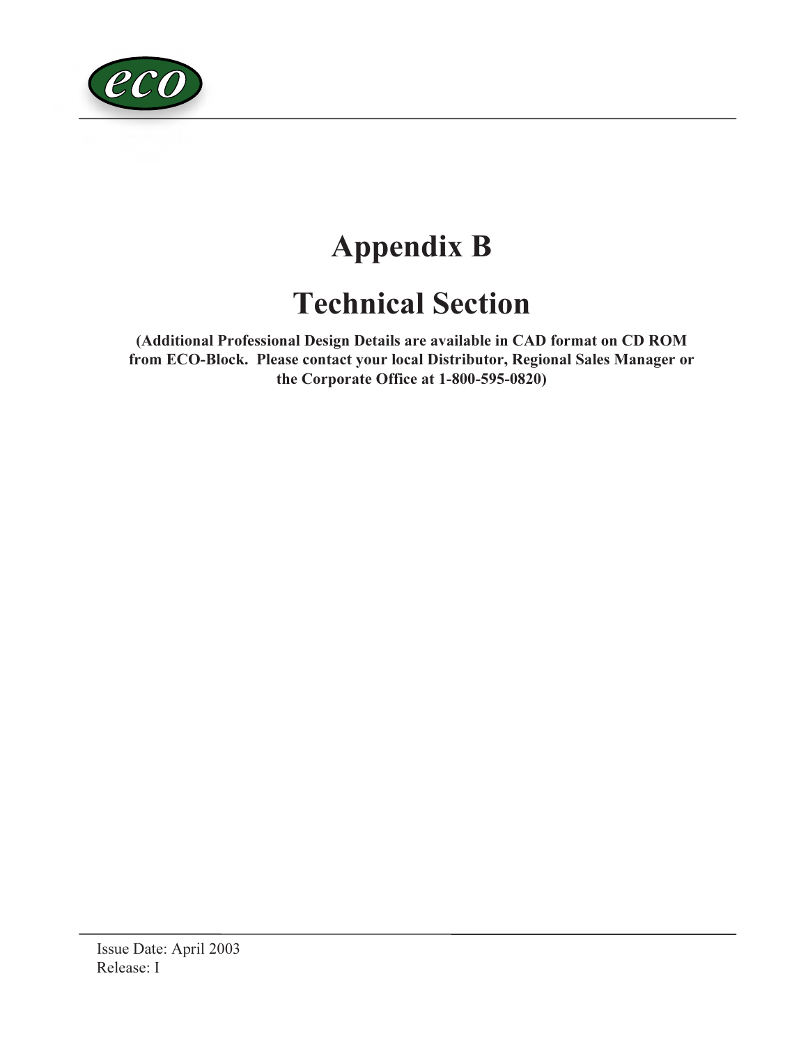# Appendix B

# Technical Section

**(Additional Professional Design Details are available in CAD format on CD ROM from ECO-Block. Please contact your local Distributor, Regional Sales Manager or the Corporate Office at 1-800-595-0820)**

Issue Date: April 2003
Release: I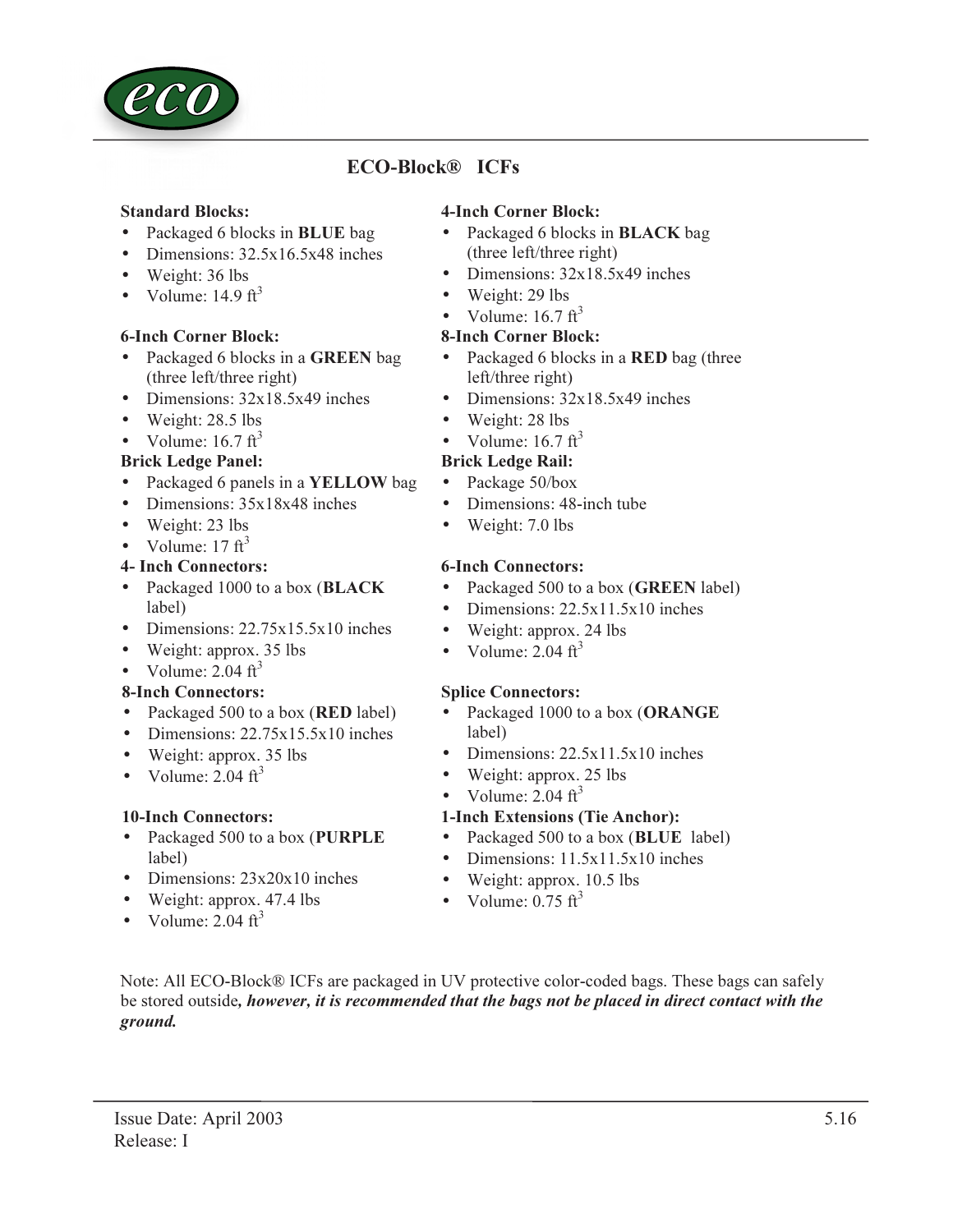# ECO-Block® ICFs

**Standard Blocks:**

- Packaged 6 blocks in **BLUE** bag
- Dimensions: 32.5x16.5x48 inches
- Weight: 36 lbs
- Volume: 14.9 $ft^3$

**6-Inch Corner Block:**

- Packaged 6 blocks in a **GREEN** bag (three left/three right)
- Dimensions: 32x18.5x49 inches
- Weight: 28.5 lbs
- Volume: 16.7 $ft^3$

**Brick Ledge Panel:**

- Packaged 6 panels in a **YELLOW** bag
- Dimensions: 35x18x48 inches
- Weight: 23 lbs
- Volume: 17 $ft^3$

**4- Inch Connectors:**

- Packaged 1000 to a box (**BLACK** label)
- Dimensions: 22.75x15.5x10 inches
- Weight: approx. 35 lbs
- Volume: 2.04 $ft^3$

**8-Inch Connectors:**

- Packaged 500 to a box (**RED** label)
- Dimensions: 22.75x15.5x10 inches
- Weight: approx. 35 lbs
- Volume: 2.04 $ft^3$

**10-Inch Connectors:**

- Packaged 500 to a box (**PURPLE** label)
- Dimensions: 23x20x10 inches
- Weight: approx. 47.4 lbs
- Volume: 2.04 $ft^3$

**4-Inch Corner Block:**

- Packaged 6 blocks in **BLACK** bag (three left/three right)
- Dimensions: 32x18.5x49 inches
- Weight: 29 lbs
- Volume: 16.7 $ft^3$

**8-Inch Corner Block:**

- Packaged 6 blocks in a **RED** bag (three left/three right)
- Dimensions: 32x18.5x49 inches
- Weight: 28 lbs
- Volume: 16.7 $ft^3$

**Brick Ledge Rail:**

- Package 50/box
- Dimensions: 48-inch tube
- Weight: 7.0 lbs

**6-Inch Connectors:**

- Packaged 500 to a box (**GREEN** label)
- Dimensions: 22.5x11.5x10 inches
- Weight: approx. 24 lbs
- Volume: 2.04 $ft^3$

**Splice Connectors:**

- Packaged 1000 to a box (**ORANGE** label)
- Dimensions: 22.5x11.5x10 inches
- Weight: approx. 25 lbs
- Volume: 2.04 $ft^3$

**1-Inch Extensions (Tie Anchor):**

- Packaged 500 to a box (**BLUE** label)
- Dimensions: 11.5x11.5x10 inches
- Weight: approx. 10.5 lbs
- Volume: 0.75 $ft^3$

Note: All ECO-Block® ICFs are packaged in UV protective color-coded bags. These bags can safely be stored outside***, however, it is recommended that the bags not be placed in direct contact with the ground.***

Issue Date: April 2003
Release: I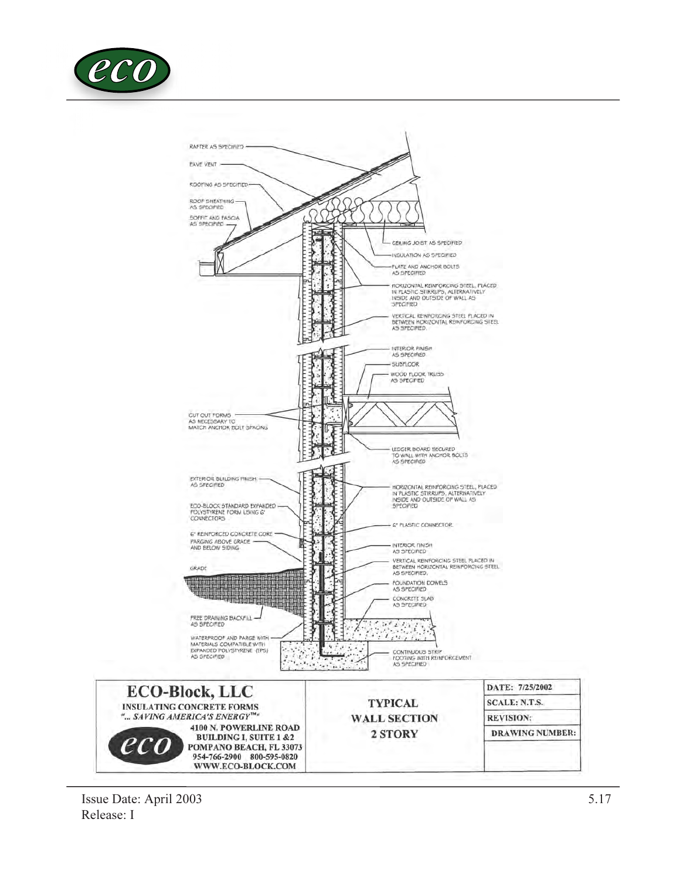RAFTER AS SPECIFIED

EAVE VENT

ROOFING AS SPECIFIED

ROOF SHEATHING AS SPECIFIED

SOFFIT AND FASCIA AS SPECIFIED

CEILING JOIST AS SPECIFIED

INSULATION AS SPECIFIED

PLATE AND ANCHOR BOLTS AS SPECIFIED

HORIZONTAL REINFORCING STEEL, PLACED IN PLASTIC STIRRUPS, ALTERNATIVELY INSIDE AND OUTSIDE OF WALL AS SPECIFIED

VERTICAL REINFORCING STEEL PLACED IN BETWEEN HORIZONTAL REINFORCING STEEL AS SPECIFIED.

INTERIOR FINISH AS SPECIFIED

SUBFLOOR

WOOD FLOOR TRUSS AS SPECIFIED

CUT OUT FORMS AS NECESSARY TO MATCH ANCHOR BOLT SPACING

LEDGER BOARD SECURED TO WALL WITH ANCHOR BOLTS AS SPECIFIED

EXTERIOR BUILDING FINISH AS SPECIFIED

ECO-BLOCK STANDARD EXPANDED POLYSTYRENE FORM USING 6" CONNECTORS

HORIZONTAL REINFORCING STEEL, PLACED IN PLASTIC STIRRUPS, ALTERNATIVELY INSIDE AND OUTSIDE OF WALL AS SPECIFIED

6" PLASTIC CONNECTOR

6" REINFORCED CONCRETE CORE

PARGING ABOVE GRADE AND BELOW SIDING

INTERIOR FINISH AS SPECIFIED

GRADE

VERTICAL REINFORCING STEEL PLACED IN BETWEEN HORIZONTAL REINFORCING STEEL AS SPECIFIED.

FOUNDATION DOWELS AS SPECIFIED

CONCRETE SLAB AS SPECIFIED

FREE DRAINING BACKFILL AS SPECIFIED

WATERPROOF AND PARGE WITH MATERIALS COMPATIBLE WITH EXPANDED POLYSTYRENE (EPS) AS SPECIFIED

CONTINUOUS STRIP FOOTING WITH REINFORCEMENT AS SPECIFIED

| ECO-Block, LLC<br>INSULATING CONCRETE FORMS<br>*"... SAVING AMERICA'S ENERGY™"*<br>4100 N. POWERLINE ROAD<br>BUILDING I, SUITE 1 &2<br>POMPANO BEACH, FL 33073<br>954-766-2900 800-595-0820<br>WWW.ECO-BLOCK.COM | TYPICAL WALL SECTION 2 STORY | DATE: 7/25/2002 |
|---|---|---|
| | | SCALE: N.T.S. |
| | | REVISION: |
| | | DRAWING NUMBER: |

Issue Date: April 2003
Release: I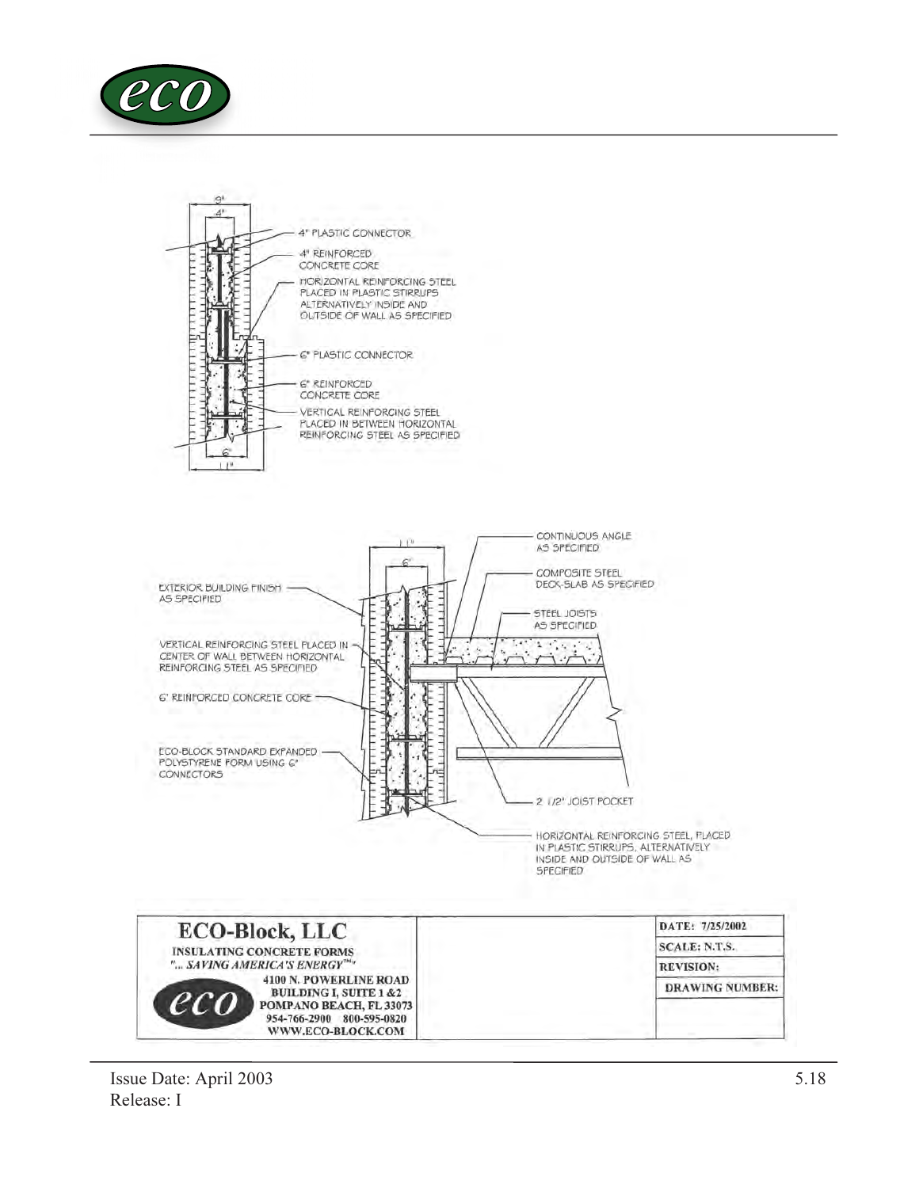9"
4"

4" PLASTIC CONNECTOR

4" REINFORCED CONCRETE CORE

HORIZONTAL REINFORCING STEEL PLACED IN PLASTIC STIRRUPS ALTERNATIVELY INSIDE AND OUTSIDE OF WALL AS SPECIFIED

6" PLASTIC CONNECTOR

6" REINFORCED CONCRETE CORE

VERTICAL REINFORCING STEEL PLACED IN BETWEEN HORIZONTAL REINFORCING STEEL AS SPECIFIED

6"
11"

11"
6"

CONTINUOUS ANGLE AS SPECIFIED

COMPOSITE STEEL DECK-SLAB AS SPECIFIED

STEEL JOISTS AS SPECIFIED

EXTERIOR BUILDING FINISH AS SPECIFIED

VERTICAL REINFORCING STEEL PLACED IN CENTER OF WALL BETWEEN HORIZONTAL REINFORCING STEEL AS SPECIFIED

6" REINFORCED CONCRETE CORE

ECO-BLOCK STANDARD EXPANDED POLYSTYRENE FORM USING 6" CONNECTORS

2 1/2" JOIST POCKET

HORIZONTAL REINFORCING STEEL, PLACED IN PLASTIC STIRRUPS, ALTERNATIVELY INSIDE AND OUTSIDE OF WALL AS SPECIFIED

| ECO-Block, LLC | | DATE: 7/25/2002 |
|---|---|---|
| INSULATING CONCRETE FORMS | | SCALE: N.T.S. |
| "... SAVING AMERICA'S ENERGY™" | | REVISION: |
| 4100 N. POWERLINE ROAD, BUILDING I, SUITE 1 &2, POMPANO BEACH, FL 33073 | | DRAWING NUMBER: |
| 954-766-2900 800-595-0820 | | |
| WWW.ECO-BLOCK.COM | | |

Issue Date: April 2003
Release: I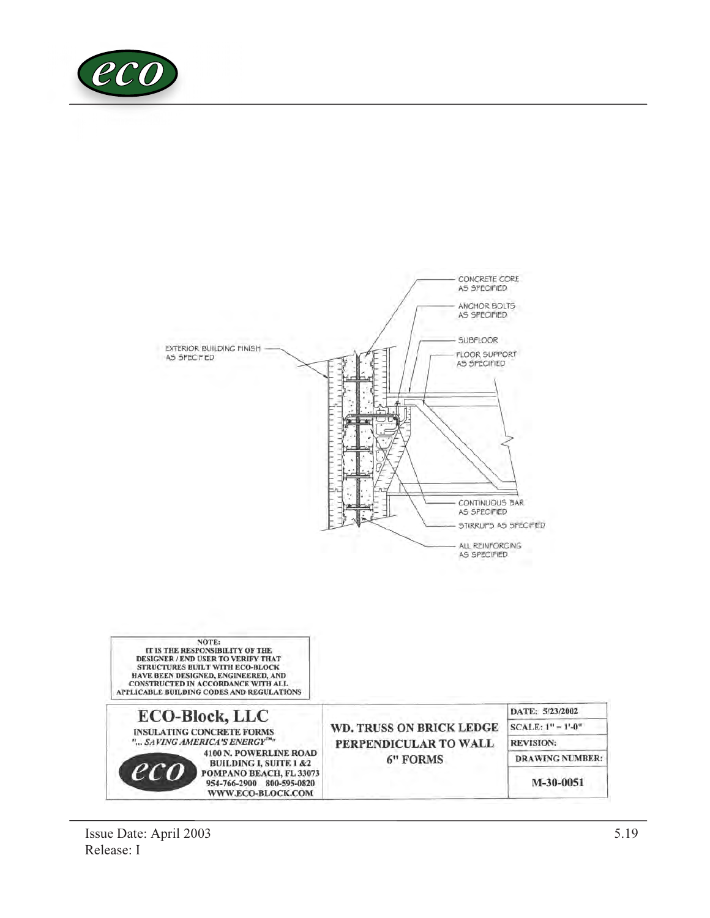CONCRETE CORE AS SPECIFIED

ANCHOR BOLTS AS SPECIFIED

SUBFLOOR

FLOOR SUPPORT AS SPECIFIED

EXTERIOR BUILDING FINISH AS SPECIFIED

CONTINUOUS BAR AS SPECIFIED

STIRRUPS AS SPECIFIED

ALL REINFORCING AS SPECIFIED

**NOTE:**
IT IS THE RESPONSIBILITY OF THE DESIGNER / END USER TO VERIFY THAT STRUCTURES BUILT WITH ECO-BLOCK HAVE BEEN DESIGNED, ENGINEERED, AND CONSTRUCTED IN ACCORDANCE WITH ALL APPLICABLE BUILDING CODES AND REGULATIONS

| ECO-Block, LLC<br>INSULATING CONCRETE FORMS<br>"... *SAVING AMERICA'S ENERGY*™"<br>4100 N. POWERLINE ROAD<br>BUILDING I, SUITE 1 &2<br>POMPANO BEACH, FL 33073<br>954-766-2900 800-595-0820<br>WWW.ECO-BLOCK.COM | WD. TRUSS ON BRICK LEDGE PERPENDICULAR TO WALL 6" FORMS | DATE: 5/23/2002<br>SCALE: 1" = 1'-0"<br>REVISION:<br>DRAWING NUMBER:<br>M-30-0051 |
|---|---|---|

Issue Date: April 2003
Release: I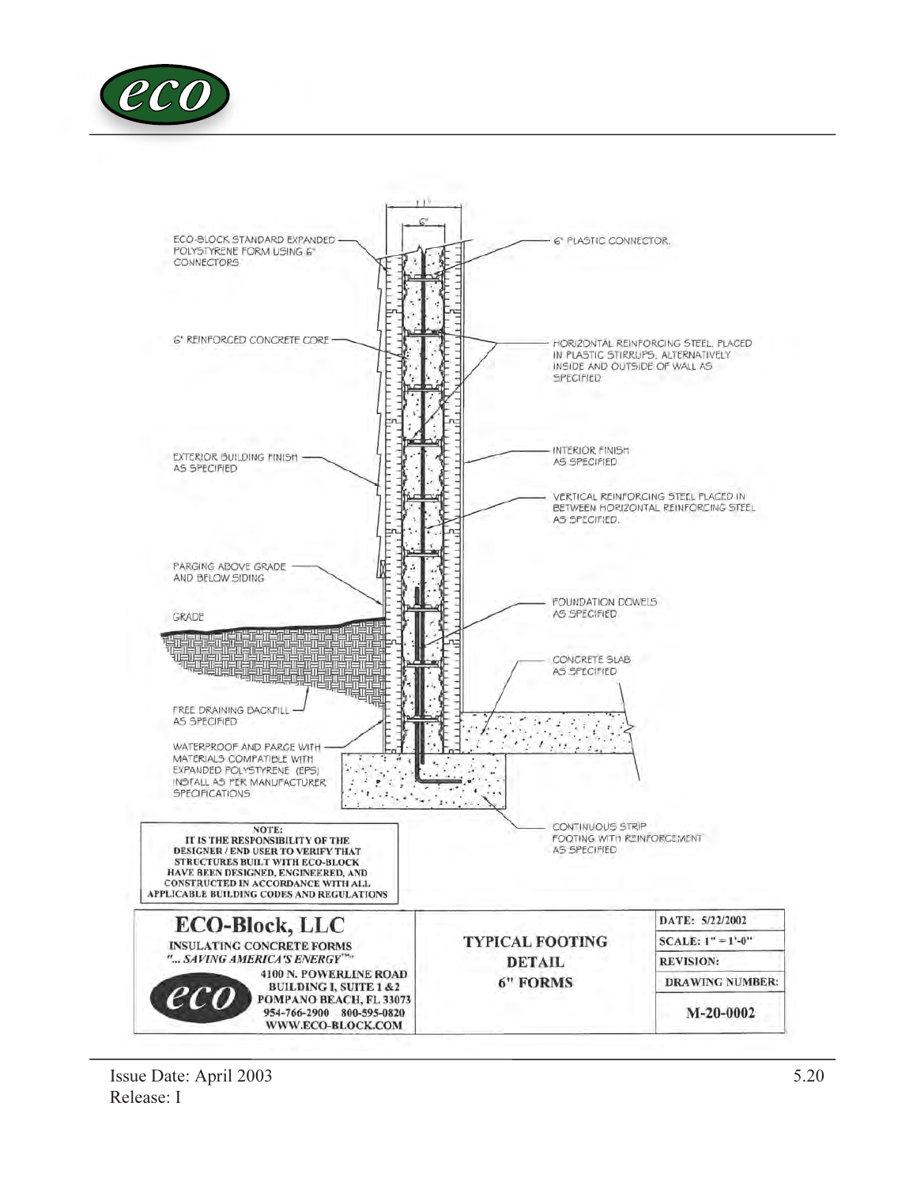11"

6"

ECO-BLOCK STANDARD EXPANDED POLYSTYRENE FORM USING 6" CONNECTORS

6" PLASTIC CONNECTOR.

6" REINFORCED CONCRETE CORE

HORIZONTAL REINFORCING STEEL, PLACED IN PLASTIC STIRRUPS, ALTERNATIVELY INSIDE AND OUTSIDE OF WALL AS SPECIFIED

EXTERIOR BUILDING FINISH AS SPECIFIED

INTERIOR FINISH AS SPECIFIED

VERTICAL REINFORCING STEEL PLACED IN BETWEEN HORIZONTAL REINFORCING STEEL AS SPECIFIED.

PARGING ABOVE GRADE AND BELOW SIDING

GRADE

FOUNDATION DOWELS AS SPECIFIED

CONCRETE SLAB AS SPECIFIED

FREE DRAINING BACKFILL AS SPECIFIED

WATERPROOF AND PARGE WITH MATERIALS COMPATIBLE WITH EXPANDED POLYSTYRENE (EPS) INSTALL AS PER MANUFACTURER SPECIFICATIONS

CONTINUOUS STRIP FOOTING WITH REINFORCEMENT AS SPECIFIED

**NOTE:**
**IT IS THE RESPONSIBILITY OF THE DESIGNER / END USER TO VERIFY THAT STRUCTURES BUILT WITH ECO-BLOCK HAVE BEEN DESIGNED, ENGINEERED, AND CONSTRUCTED IN ACCORDANCE WITH ALL APPLICABLE BUILDING CODES AND REGULATIONS**

| ECO-Block, LLC<br>INSULATING CONCRETE FORMS<br>*"... SAVING AMERICA'S ENERGY™"*<br>4100 N. POWERLINE ROAD<br>BUILDING I, SUITE 1 & 2<br>POMPANO BEACH, FL 33073<br>954-766-2900 800-595-0820<br>WWW.ECO-BLOCK.COM | TYPICAL FOOTING DETAIL<br>6" FORMS | DATE: 5/22/2002 |
|---|---|---|
| | | SCALE: 1" = 1'-0" |
| | | REVISION: |
| | | DRAWING NUMBER: |
| | | M-20-0002 |

Issue Date: April 2003
Release: I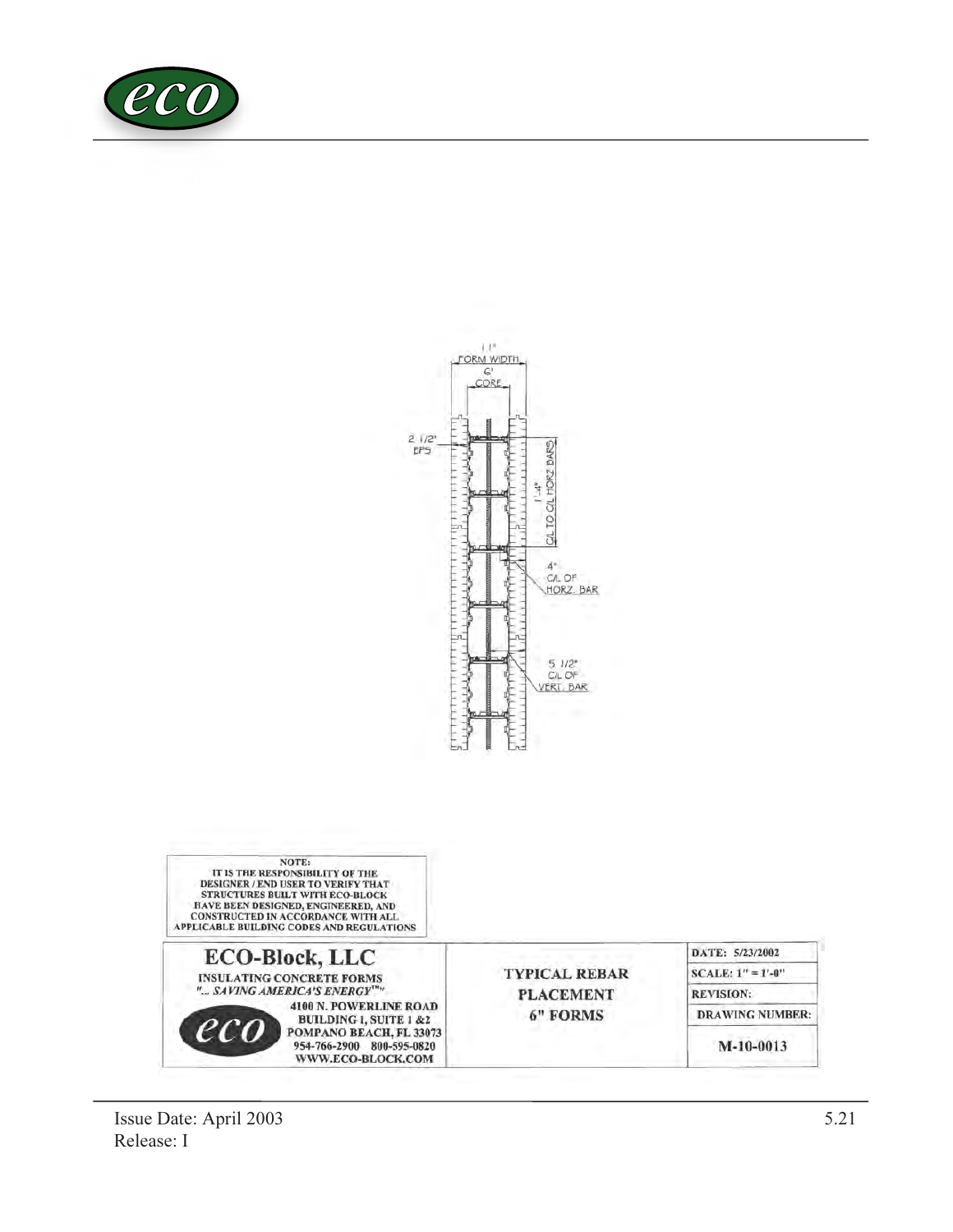11"
FORM WIDTH

6"
CORE

2 1/2"
EPS

1'-4"
C/L TO C/L HORZ BARS

4"
C/L OF
HORZ. BAR

5 1/2"
C/L OF
VERT. BAR

**NOTE:**
**IT IS THE RESPONSIBILITY OF THE DESIGNER / END USER TO VERIFY THAT STRUCTURES BUILT WITH ECO-BLOCK HAVE BEEN DESIGNED, ENGINEERED, AND CONSTRUCTED IN ACCORDANCE WITH ALL APPLICABLE BUILDING CODES AND REGULATIONS**

| ECO-Block, LLC<br>INSULATING CONCRETE FORMS<br>*"... SAVING AMERICA'S ENERGY™"*<br>4100 N. POWERLINE ROAD<br>BUILDING I, SUITE 1 &2<br>POMPANO BEACH, FL 33073<br>954-766-2900 800-595-0820<br>WWW.ECO-BLOCK.COM | TYPICAL REBAR PLACEMENT 6" FORMS | DATE: 5/23/2002 |
|---|---|---|
| | | SCALE: 1" = 1'-0" |
| | | REVISION: |
| | | DRAWING NUMBER: |
| | | M-10-0013 |

Issue Date: April 2003
Release: I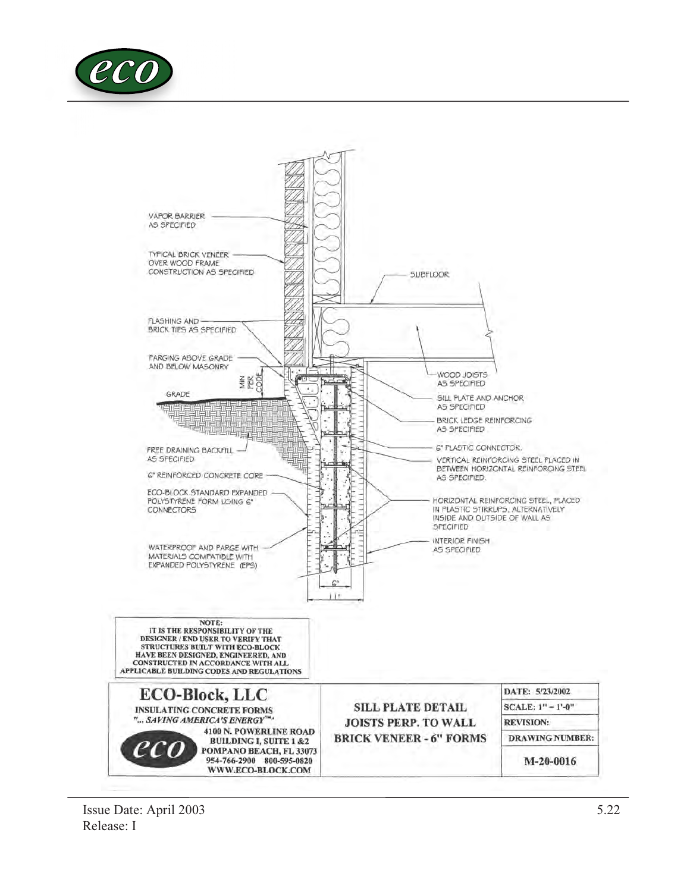VAPOR BARRIER AS SPECIFIED

TYPICAL BRICK VENEER OVER WOOD FRAME CONSTRUCTION AS SPECIFIED

SUBFLOOR

FLASHING AND BRICK TIES AS SPECIFIED

PARGING ABOVE GRADE AND BELOW MASONRY

MIN PER CODE

GRADE

WOOD JOISTS AS SPECIFIED

SILL PLATE AND ANCHOR AS SPECIFIED

BRICK LEDGE REINFORCING AS SPECIFIED

6" PLASTIC CONNECTOR.

VERTICAL REINFORCING STEEL PLACED IN BETWEEN HORIZONTAL REINFORCING STEEL AS SPECIFIED.

FREE DRAINING BACKFILL AS SPECIFIED

6" REINFORCED CONCRETE CORE

ECO-BLOCK STANDARD EXPANDED POLYSTYRENE FORM USING 6" CONNECTORS

HORIZONTAL REINFORCING STEEL, PLACED IN PLASTIC STIRRUPS, ALTERNATIVELY INSIDE AND OUTSIDE OF WALL AS SPECIFIED

INTERIOR FINISH AS SPECIFIED

WATERPROOF AND PARGE WITH MATERIALS COMPATIBLE WITH EXPANDED POLYSTYRENE (EPS)

6"

11"

**NOTE:**
**IT IS THE RESPONSIBILITY OF THE DESIGNER / END USER TO VERIFY THAT STRUCTURES BUILT WITH ECO-BLOCK HAVE BEEN DESIGNED, ENGINEERED, AND CONSTRUCTED IN ACCORDANCE WITH ALL APPLICABLE BUILDING CODES AND REGULATIONS**

| ECO-Block, LLC<br>INSULATING CONCRETE FORMS<br>*"... SAVING AMERICA'S ENERGY™"*<br>4100 N. POWERLINE ROAD<br>BUILDING I, SUITE 1 &2<br>POMPANO BEACH, FL 33073<br>954-766-2900 800-595-0820<br>WWW.ECO-BLOCK.COM | SILL PLATE DETAIL<br>JOISTS PERP. TO WALL<br>BRICK VENEER - 6" FORMS | DATE: 5/23/2002<br>SCALE: 1" = 1'-0"<br>REVISION:<br>DRAWING NUMBER:<br>M-20-0016 |
|---|---|---|

Issue Date: April 2003
Release: I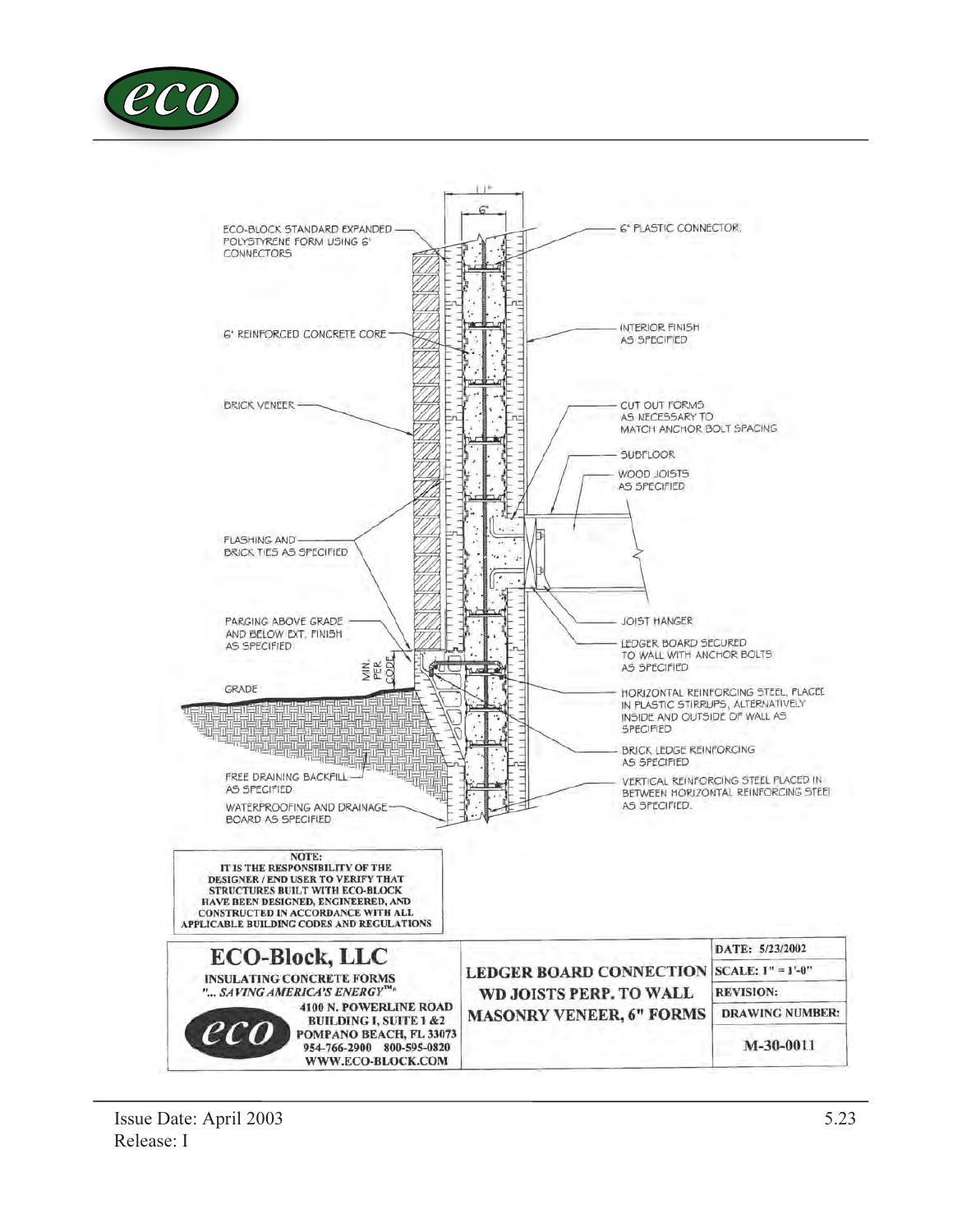ECO-BLOCK STANDARD EXPANDED POLYSTYRENE FORM USING 6" CONNECTORS

6" REINFORCED CONCRETE CORE

BRICK VENEER

FLASHING AND BRICK TIES AS SPECIFIED

PARGING ABOVE GRADE AND BELOW EXT. FINISH AS SPECIFIED

MIN. PER CODE

GRADE

FREE DRAINING BACKFILL AS SPECIFIED

WATERPROOFING AND DRAINAGE BOARD AS SPECIFIED

11"

6"

6" PLASTIC CONNECTOR

INTERIOR FINISH AS SPECIFIED

CUT OUT FORMS AS NECESSARY TO MATCH ANCHOR BOLT SPACING

SUBFLOOR

WOOD JOISTS AS SPECIFIED

JOIST HANGER

LEDGER BOARD SECURED TO WALL WITH ANCHOR BOLTS AS SPECIFIED

HORIZONTAL REINFORCING STEEL, PLACED IN PLASTIC STIRRUPS, ALTERNATIVELY INSIDE AND OUTSIDE OF WALL AS SPECIFIED

BRICK LEDGE REINFORCING AS SPECIFIED

VERTICAL REINFORCING STEEL PLACED IN BETWEEN HORIZONTAL REINFORCING STEEL AS SPECIFIED.

**NOTE:**
**IT IS THE RESPONSIBILITY OF THE DESIGNER / END USER TO VERIFY THAT STRUCTURES BUILT WITH ECO-BLOCK HAVE BEEN DESIGNED, ENGINEERED, AND CONSTRUCTED IN ACCORDANCE WITH ALL APPLICABLE BUILDING CODES AND REGULATIONS**

| ECO-Block, LLC<br>INSULATING CONCRETE FORMS<br>"... SAVING AMERICA'S ENERGY™"<br>4100 N. POWERLINE ROAD<br>BUILDING I, SUITE 1 &2<br>POMPANO BEACH, FL 33073<br>954-766-2900 800-595-0820<br>WWW.ECO-BLOCK.COM | LEDGER BOARD CONNECTION<br>WD JOISTS PERP. TO WALL<br>MASONRY VENEER, 6" FORMS | DATE: 5/23/2002<br>SCALE: 1" = 1'-0"<br>REVISION:<br>DRAWING NUMBER:<br>M-30-0011 |
|---|---|---|

Issue Date: April 2003
Release: I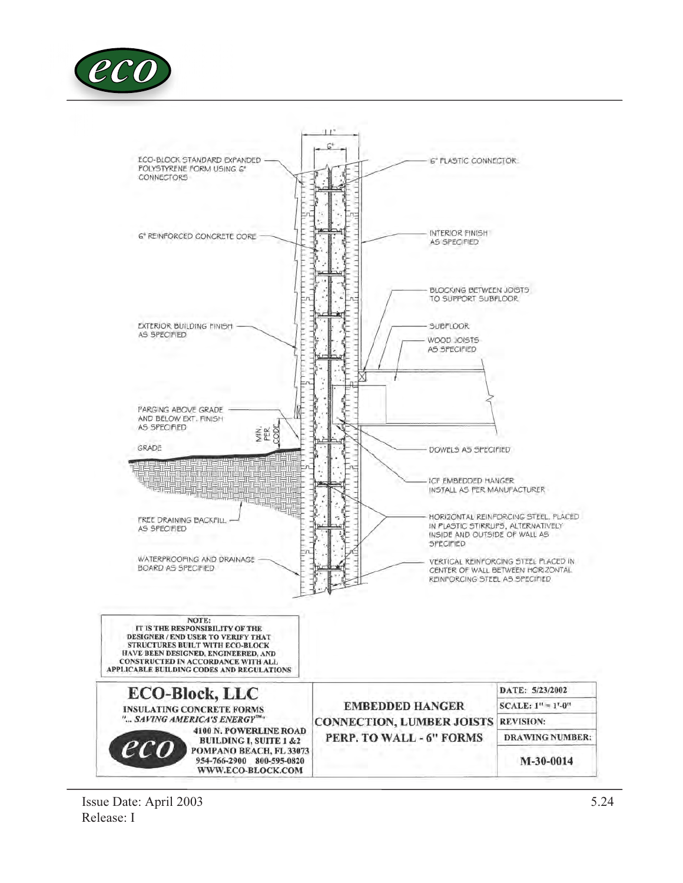11"

6"

ECO-BLOCK STANDARD EXPANDED POLYSTYRENE FORM USING 6" CONNECTORS

6" PLASTIC CONNECTOR

6" REINFORCED CONCRETE CORE

INTERIOR FINISH AS SPECIFIED

BLOCKING BETWEEN JOISTS TO SUPPORT SUBFLOOR

EXTERIOR BUILDING FINISH AS SPECIFIED

SUBFLOOR

WOOD JOISTS AS SPECIFIED

PARGING ABOVE GRADE AND BELOW EXT. FINISH AS SPECIFIED

MIN. PER CODE

GRADE

DOWELS AS SPECIFIED

ICF EMBEDDED HANGER INSTALL AS PER MANUFACTURER

FREE DRAINING BACKFILL AS SPECIFIED

HORIZONTAL REINFORCING STEEL, PLACED IN PLASTIC STIRRUPS, ALTERNATIVELY INSIDE AND OUTSIDE OF WALL AS SPECIFIED

WATERPROOFING AND DRAINAGE BOARD AS SPECIFIED

VERTICAL REINFORCING STEEL PLACED IN CENTER OF WALL BETWEEN HORIZONTAL REINFORCING STEEL AS SPECIFIED

**NOTE:**
**IT IS THE RESPONSIBILITY OF THE DESIGNER / END USER TO VERIFY THAT STRUCTURES BUILT WITH ECO-BLOCK HAVE BEEN DESIGNED, ENGINEERED, AND CONSTRUCTED IN ACCORDANCE WITH ALL APPLICABLE BUILDING CODES AND REGULATIONS**

| **ECO-Block, LLC**<br>**INSULATING CONCRETE FORMS**<br>***"... SAVING AMERICA'S ENERGY™"***<br>**4100 N. POWERLINE ROAD**<br>**BUILDING I, SUITE 1 &2**<br>**POMPANO BEACH, FL 33073**<br>**954-766-2900 800-595-0820**<br>**WWW.ECO-BLOCK.COM** | **EMBEDDED HANGER CONNECTION, LUMBER JOISTS PERP. TO WALL - 6" FORMS** | **DATE: 5/23/2002**<br>**SCALE: 1" = 1'-0"**<br>**REVISION:**<br>**DRAWING NUMBER:**<br>**M-30-0014** |
|---|---|---|

Issue Date: April 2003
Release: I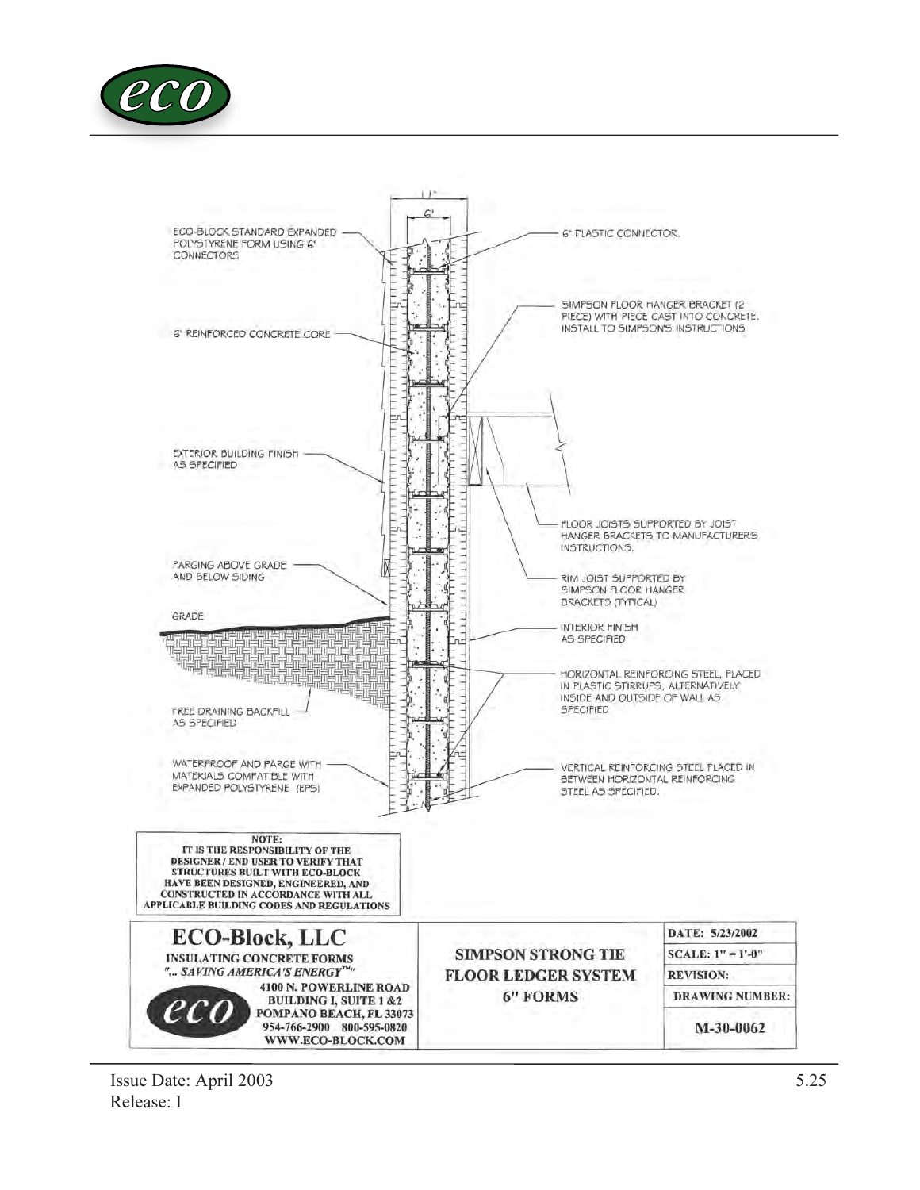11"

6"

ECO-BLOCK STANDARD EXPANDED POLYSTYRENE FORM USING 6" CONNECTORS

6" PLASTIC CONNECTOR.

SIMPSON FLOOR HANGER BRACKET (2 PIECE) WITH PIECE CAST INTO CONCRETE. INSTALL TO SIMPSON'S INSTRUCTIONS

6" REINFORCED CONCRETE CORE

EXTERIOR BUILDING FINISH AS SPECIFIED

FLOOR JOISTS SUPPORTED BY JOIST HANGER BRACKETS TO MANUFACTURERS INSTRUCTIONS.

PARGING ABOVE GRADE AND BELOW SIDING

RIM JOIST SUPPORTED BY SIMPSON FLOOR HANGER BRACKETS (TYPICAL)

GRADE

INTERIOR FINISH AS SPECIFIED

HORIZONTAL REINFORCING STEEL, PLACED IN PLASTIC STIRRUPS, ALTERNATIVELY INSIDE AND OUTSIDE OF WALL AS SPECIFIED

FREE DRAINING BACKFILL AS SPECIFIED

WATERPROOF AND PARGE WITH MATERIALS COMPATIBLE WITH EXPANDED POLYSTYRENE (EPS)

VERTICAL REINFORCING STEEL PLACED IN BETWEEN HORIZONTAL REINFORCING STEEL AS SPECIFIED.

**NOTE:**
**IT IS THE RESPONSIBILITY OF THE DESIGNER / END USER TO VERIFY THAT STRUCTURES BUILT WITH ECO-BLOCK HAVE BEEN DESIGNED, ENGINEERED, AND CONSTRUCTED IN ACCORDANCE WITH ALL APPLICABLE BUILDING CODES AND REGULATIONS**

| ECO-Block, LLC<br>INSULATING CONCRETE FORMS<br>*"... SAVING AMERICA'S ENERGY™"*<br>4100 N. POWERLINE ROAD<br>BUILDING I, SUITE 1 &2<br>POMPANO BEACH, FL 33073<br>954-766-2900 800-595-0820<br>WWW.ECO-BLOCK.COM | SIMPSON STRONG TIE FLOOR LEDGER SYSTEM 6" FORMS | DATE: 5/23/2002<br>SCALE: 1" = 1'-0"<br>REVISION:<br>DRAWING NUMBER:<br>M-30-0062 |
|---|---|---|

Issue Date: April 2003
Release: I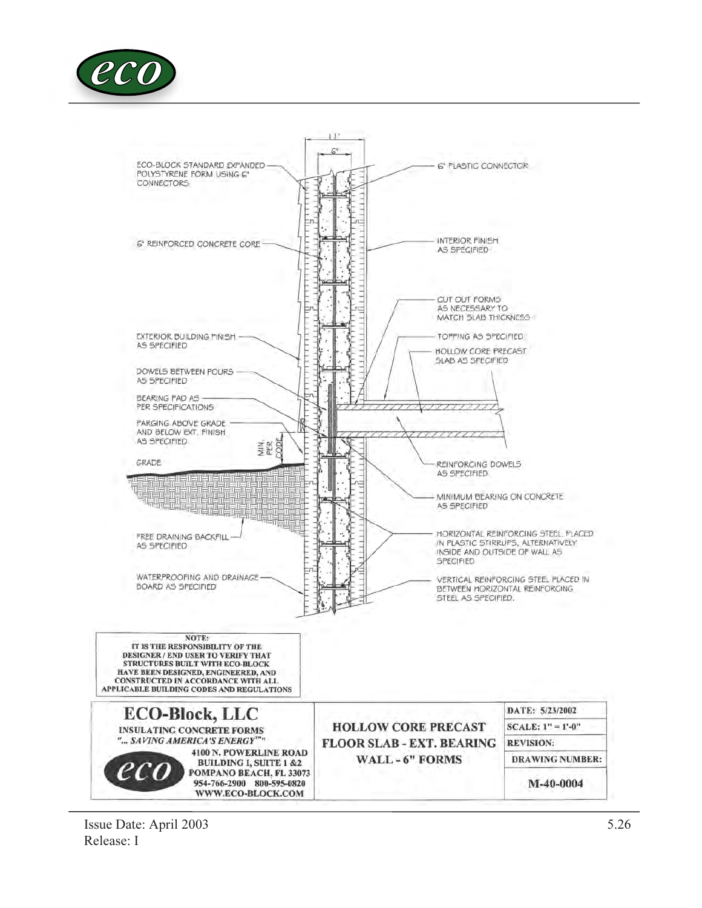11"

6"

ECO-BLOCK STANDARD EXPANDED POLYSTYRENE FORM USING 6" CONNECTORS

6" PLASTIC CONNECTOR

6" REINFORCED CONCRETE CORE

INTERIOR FINISH AS SPECIFIED

CUT OUT FORMS AS NECESSARY TO MATCH SLAB THICKNESS

EXTERIOR BUILDING FINISH AS SPECIFIED

TOPPING AS SPECIFIED

HOLLOW CORE PRECAST SLAB AS SPECIFIED

DOWELS BETWEEN POURS AS SPECIFIED

BEARING PAD AS PER SPECIFICATIONS

PARGING ABOVE GRADE AND BELOW EXT. FINISH AS SPECIFIED

MIN. PER CODE

GRADE

REINFORCING DOWELS AS SPECIFIED

MINIMUM BEARING ON CONCRETE AS SPECIFIED

FREE DRAINING BACKFILL AS SPECIFIED

HORIZONTAL REINFORCING STEEL PLACED IN PLASTIC STIRRUPS, ALTERNATIVELY INSIDE AND OUTSIDE OF WALL AS SPECIFIED

WATERPROOFING AND DRAINAGE BOARD AS SPECIFIED

VERTICAL REINFORCING STEEL PLACED IN BETWEEN HORIZONTAL REINFORCING STEEL AS SPECIFIED.

**NOTE:**
**IT IS THE RESPONSIBILITY OF THE DESIGNER / END USER TO VERIFY THAT STRUCTURES BUILT WITH ECO-BLOCK HAVE BEEN DESIGNED, ENGINEERED, AND CONSTRUCTED IN ACCORDANCE WITH ALL APPLICABLE BUILDING CODES AND REGULATIONS**

| ECO-Block, LLC<br>INSULATING CONCRETE FORMS<br>*"... SAVING AMERICA'S ENERGY™"*<br>4100 N. POWERLINE ROAD<br>BUILDING I, SUITE 1 &2<br>POMPANO BEACH, FL 33073<br>954-766-2900 800-595-0820<br>WWW.ECO-BLOCK.COM | HOLLOW CORE PRECAST FLOOR SLAB - EXT. BEARING WALL - 6" FORMS | DATE: 5/23/2002 |
|---|---|---|
| | | SCALE: 1" = 1'-0" |
| | | REVISION: |
| | | DRAWING NUMBER: |
| | | M-40-0004 |

Issue Date: April 2003
Release: I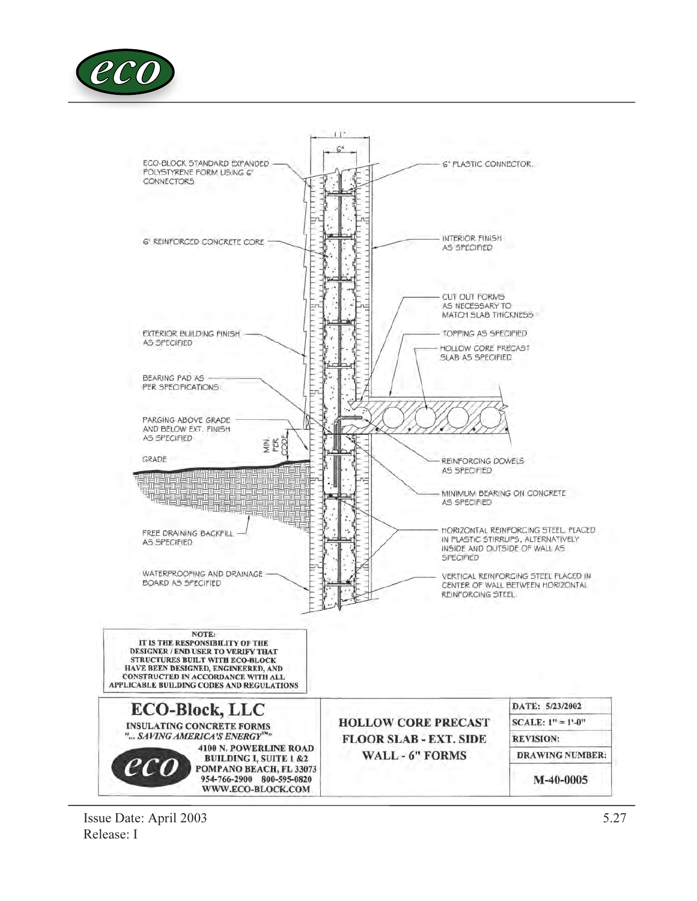11"

6"

ECO-BLOCK STANDARD EXPANDED POLYSTYRENE FORM USING 6" CONNECTORS

6" PLASTIC CONNECTOR.

6" REINFORCED CONCRETE CORE

INTERIOR FINISH AS SPECIFIED

CUT OUT FORMS AS NECESSARY TO MATCH SLAB THICKNESS

EXTERIOR BUILDING FINISH AS SPECIFIED

TOPPING AS SPECIFIED

HOLLOW CORE PRECAST SLAB AS SPECIFIED

BEARING PAD AS PER SPECIFICATIONS

PARGING ABOVE GRADE AND BELOW EXT. FINISH AS SPECIFIED

MIN. PER CODE

GRADE

REINFORCING DOWELS AS SPECIFIED

MINIMUM BEARING ON CONCRETE AS SPECIFIED

FREE DRAINING BACKFILL AS SPECIFIED

HORIZONTAL REINFORCING STEEL, PLACED IN PLASTIC STIRRUPS, ALTERNATIVELY INSIDE AND OUTSIDE OF WALL AS SPECIFIED

WATERPROOFING AND DRAINAGE BOARD AS SPECIFIED

VERTICAL REINFORCING STEEL PLACED IN CENTER OF WALL BETWEEN HORIZONTAL REINFORCING STEEL.

**NOTE:**
**IT IS THE RESPONSIBILITY OF THE DESIGNER / END USER TO VERIFY THAT STRUCTURES BUILT WITH ECO-BLOCK HAVE BEEN DESIGNED, ENGINEERED, AND CONSTRUCTED IN ACCORDANCE WITH ALL APPLICABLE BUILDING CODES AND REGULATIONS**

| **ECO-Block, LLC**<br>**INSULATING CONCRETE FORMS**<br>***"... SAVING AMERICA'S ENERGY™"***<br>**4100 N. POWERLINE ROAD**<br>**BUILDING I, SUITE 1 &2**<br>**POMPANO BEACH, FL 33073**<br>**954-766-2900 800-595-0820**<br>**WWW.ECO-BLOCK.COM** | **HOLLOW CORE PRECAST FLOOR SLAB - EXT. SIDE WALL - 6" FORMS** | **DATE: 5/23/2002**<br>**SCALE: 1" = 1'-0"**<br>**REVISION:**<br>**DRAWING NUMBER:**<br>**M-40-0005** |
|---|---|---|

Issue Date: April 2003
Release: I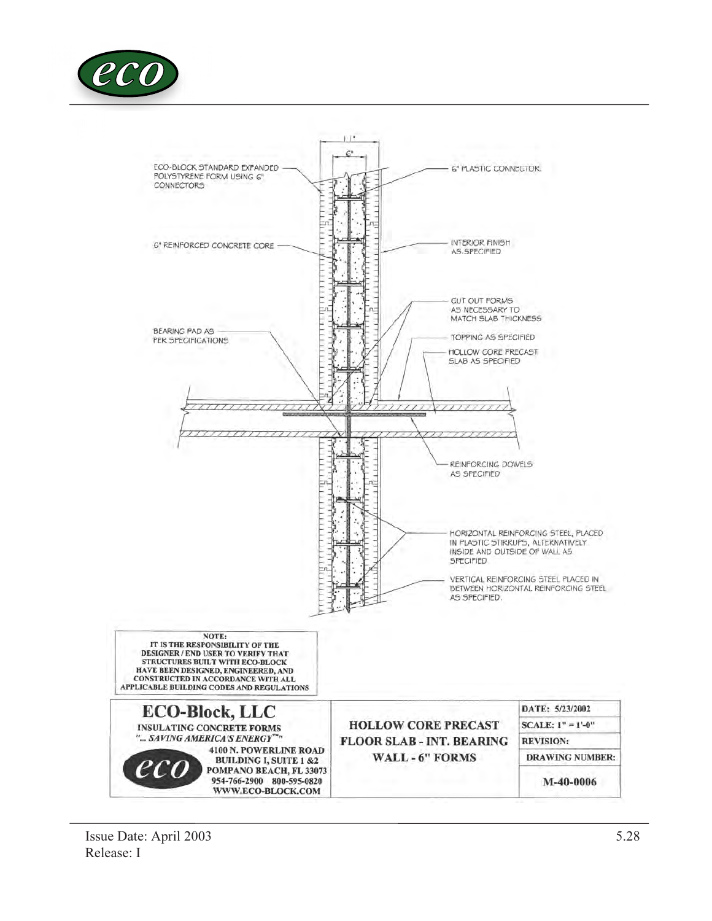ECO-BLOCK STANDARD EXPANDED POLYSTYRENE FORM USING 6" CONNECTORS

6" REINFORCED CONCRETE CORE

BEARING PAD AS PER SPECIFICATIONS

6" PLASTIC CONNECTOR.

INTERIOR FINISH AS SPECIFIED

CUT OUT FORMS AS NECESSARY TO MATCH SLAB THICKNESS

TOPPING AS SPECIFIED

HOLLOW CORE PRECAST SLAB AS SPECIFIED

REINFORCING DOWELS AS SPECIFIED

HORIZONTAL REINFORCING STEEL, PLACED IN PLASTIC STIRRUPS, ALTERNATIVELY INSIDE AND OUTSIDE OF WALL AS SPECIFIED

VERTICAL REINFORCING STEEL PLACED IN BETWEEN HORIZONTAL REINFORCING STEEL AS SPECIFIED.

11"

6"

**NOTE:**
**IT IS THE RESPONSIBILITY OF THE DESIGNER / END USER TO VERIFY THAT STRUCTURES BUILT WITH ECO-BLOCK HAVE BEEN DESIGNED, ENGINEERED, AND CONSTRUCTED IN ACCORDANCE WITH ALL APPLICABLE BUILDING CODES AND REGULATIONS**

| ECO-Block, LLC<br>INSULATING CONCRETE FORMS<br>*"... SAVING AMERICA'S ENERGY™"*<br>4100 N. POWERLINE ROAD<br>BUILDING I, SUITE 1 &2<br>POMPANO BEACH, FL 33073<br>954-766-2900 800-595-0820<br>WWW.ECO-BLOCK.COM | HOLLOW CORE PRECAST FLOOR SLAB - INT. BEARING WALL - 6" FORMS | DATE: 5/23/2002 |
|---|---|---|
| | | SCALE: 1" = 1'-0" |
| | | REVISION: |
| | | DRAWING NUMBER: |
| | | M-40-0006 |

Issue Date: April 2003
Release: I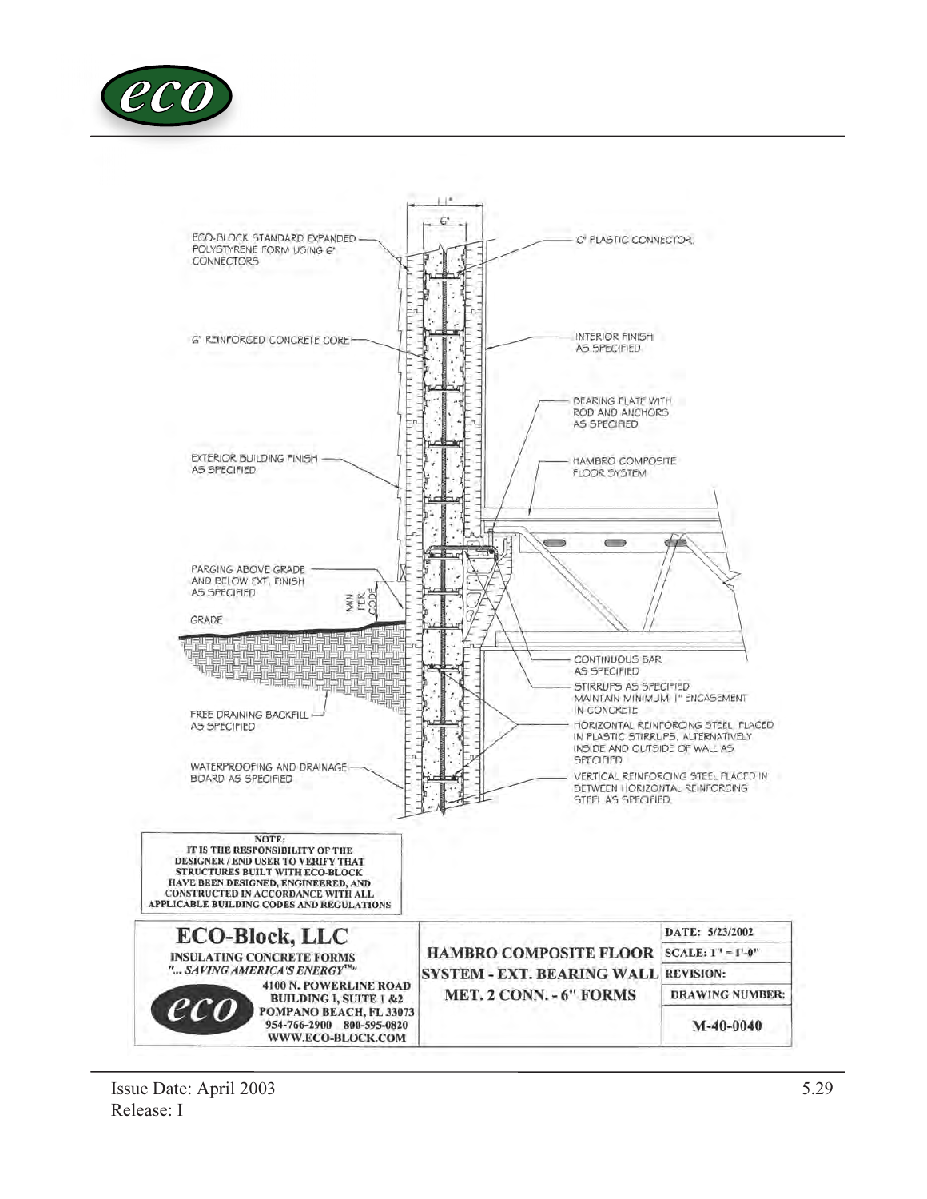11"

6"

ECO-BLOCK STANDARD EXPANDED POLYSTYRENE FORM USING 6" CONNECTORS

6" PLASTIC CONNECTOR

6" REINFORCED CONCRETE CORE

INTERIOR FINISH AS SPECIFIED

BEARING PLATE WITH ROD AND ANCHORS AS SPECIFIED

EXTERIOR BUILDING FINISH AS SPECIFIED

HAMBRO COMPOSITE FLOOR SYSTEM

PARGING ABOVE GRADE AND BELOW EXT. FINISH AS SPECIFIED

MIN. PER CODE

GRADE

CONTINUOUS BAR AS SPECIFIED

STIRRUPS AS SPECIFIED MAINTAIN MINIMUM 1" ENCASEMENT IN CONCRETE

FREE DRAINING BACKFILL AS SPECIFIED

HORIZONTAL REINFORCING STEEL PLACED IN PLASTIC STIRRUPS, ALTERNATIVELY INSIDE AND OUTSIDE OF WALL AS SPECIFIED

WATERPROOFING AND DRAINAGE BOARD AS SPECIFIED

VERTICAL REINFORCING STEEL PLACED IN BETWEEN HORIZONTAL REINFORCING STEEL AS SPECIFIED.

**NOTE:**
**IT IS THE RESPONSIBILITY OF THE DESIGNER / END USER TO VERIFY THAT STRUCTURES BUILT WITH ECO-BLOCK HAVE BEEN DESIGNED, ENGINEERED, AND CONSTRUCTED IN ACCORDANCE WITH ALL APPLICABLE BUILDING CODES AND REGULATIONS**

| ECO-Block, LLC<br>INSULATING CONCRETE FORMS<br>*"... SAVING AMERICA'S ENERGY™"*<br>4100 N. POWERLINE ROAD<br>BUILDING I, SUITE 1 &2<br>POMPANO BEACH, FL 33073<br>954-766-2900 800-595-0820<br>WWW.ECO-BLOCK.COM | HAMBRO COMPOSITE FLOOR SYSTEM - EXT. BEARING WALL MET. 2 CONN. - 6" FORMS | DATE: 5/23/2002<br>SCALE: 1" = 1'-0"<br>REVISION:<br>DRAWING NUMBER:<br>M-40-0040 |
|---|---|---|

Issue Date: April 2003
Release: I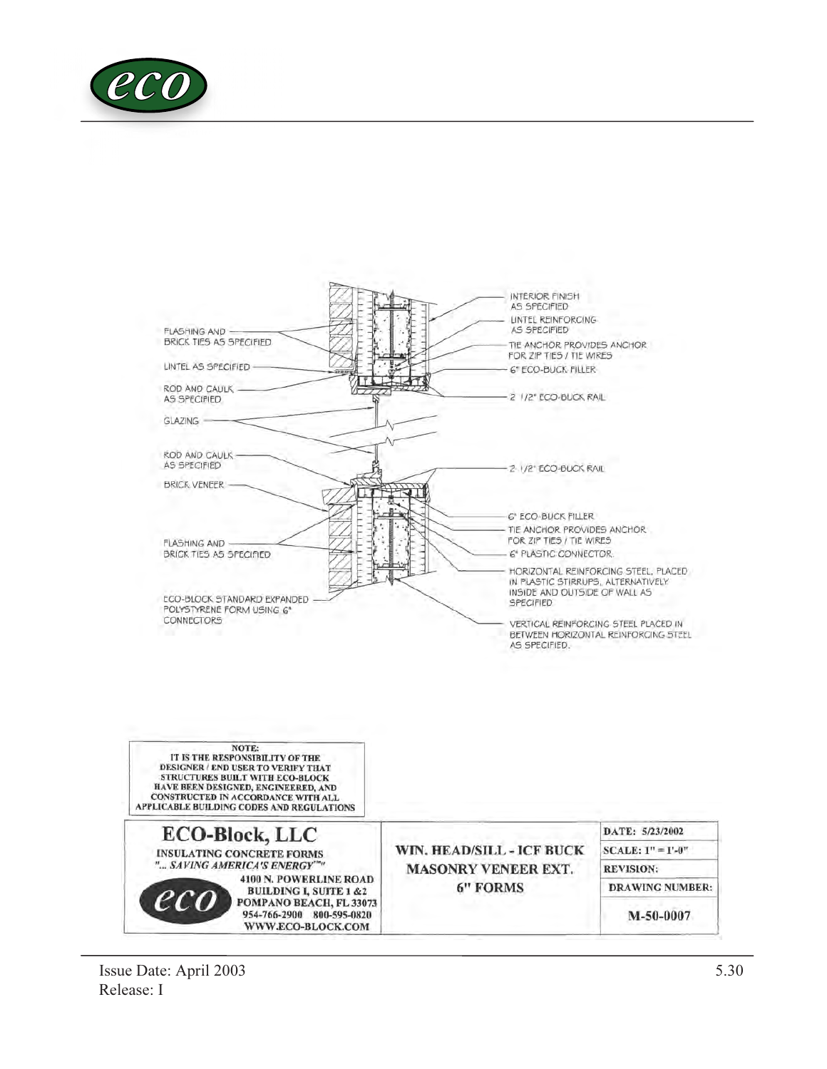INTERIOR FINISH AS SPECIFIED

LINTEL REINFORCING AS SPECIFIED

TIE ANCHOR PROVIDES ANCHOR FOR ZIP TIES / TIE WIRES

6" ECO-BUCK FILLER

2 1/2" ECO-BUCK RAIL

FLASHING AND BRICK TIES AS SPECIFIED

LINTEL AS SPECIFIED

ROD AND CAULK AS SPECIFIED

GLAZING

ROD AND CAULK AS SPECIFIED

2 1/2" ECO-BUCK RAIL

BRICK VENEER

6" ECO-BUCK FILLER

TIE ANCHOR PROVIDES ANCHOR FOR ZIP TIES / TIE WIRES

6" PLASTIC CONNECTOR

FLASHING AND BRICK TIES AS SPECIFIED

HORIZONTAL REINFORCING STEEL, PLACED IN PLASTIC STIRRUPS, ALTERNATIVELY INSIDE AND OUTSIDE OF WALL AS SPECIFIED

ECO-BLOCK STANDARD EXPANDED POLYSTYRENE FORM USING 6" CONNECTORS

VERTICAL REINFORCING STEEL PLACED IN BETWEEN HORIZONTAL REINFORCING STEEL AS SPECIFIED.

**NOTE:**
**IT IS THE RESPONSIBILITY OF THE DESIGNER / END USER TO VERIFY THAT STRUCTURES BUILT WITH ECO-BLOCK HAVE BEEN DESIGNED, ENGINEERED, AND CONSTRUCTED IN ACCORDANCE WITH ALL APPLICABLE BUILDING CODES AND REGULATIONS**

| ECO-Block, LLC<br>INSULATING CONCRETE FORMS<br>*"... SAVING AMERICA'S ENERGY™"*<br>4100 N. POWERLINE ROAD<br>BUILDING I, SUITE 1 & 2<br>POMPANO BEACH, FL 33073<br>954-766-2900 800-595-0820<br>WWW.ECO-BLOCK.COM | WIN. HEAD/SILL - ICF BUCK MASONRY VENEER EXT. 6" FORMS | DATE: 5/23/2002<br>SCALE: 1" = 1'-0"<br>REVISION:<br>DRAWING NUMBER:<br>M-50-0007 |
|---|---|---|

Issue Date: April 2003
Release: I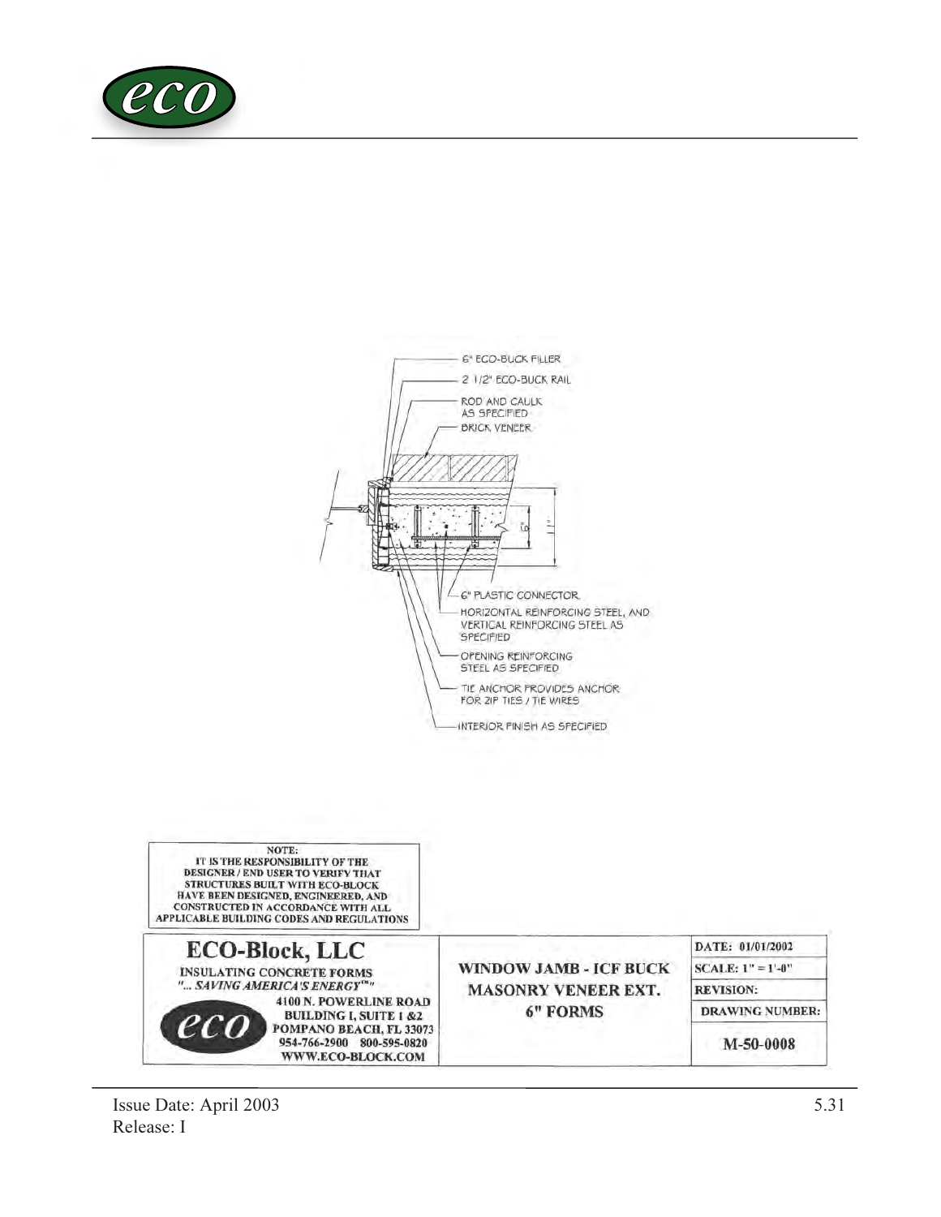6" ECO-BUCK FILLER

2 1/2" ECO-BUCK RAIL

ROD AND CAULK AS SPECIFIED

BRICK VENEER

6"

11"

6" PLASTIC CONNECTOR

HORIZONTAL REINFORCING STEEL, AND VERTICAL REINFORCING STEEL AS SPECIFIED

OPENING REINFORCING STEEL AS SPECIFIED

TIE ANCHOR PROVIDES ANCHOR FOR ZIP TIES / TIE WIRES

INTERIOR FINISH AS SPECIFIED

**NOTE:**
**IT IS THE RESPONSIBILITY OF THE DESIGNER / END USER TO VERIFY THAT STRUCTURES BUILT WITH ECO-BLOCK HAVE BEEN DESIGNED, ENGINEERED, AND CONSTRUCTED IN ACCORDANCE WITH ALL APPLICABLE BUILDING CODES AND REGULATIONS**

| ECO-Block, LLC<br>INSULATING CONCRETE FORMS<br>*"... SAVING AMERICA'S ENERGY™"*<br>4100 N. POWERLINE ROAD<br>BUILDING I, SUITE I &2<br>POMPANO BEACH, FL 33073<br>954-766-2900 800-595-0820<br>WWW.ECO-BLOCK.COM | WINDOW JAMB - ICF BUCK<br>MASONRY VENEER EXT.<br>6" FORMS | DATE: 01/01/2002<br>SCALE: 1" = 1'-0"<br>REVISION:<br>DRAWING NUMBER:<br>M-50-0008 |
|---|---|---|

Issue Date: April 2003
Release: I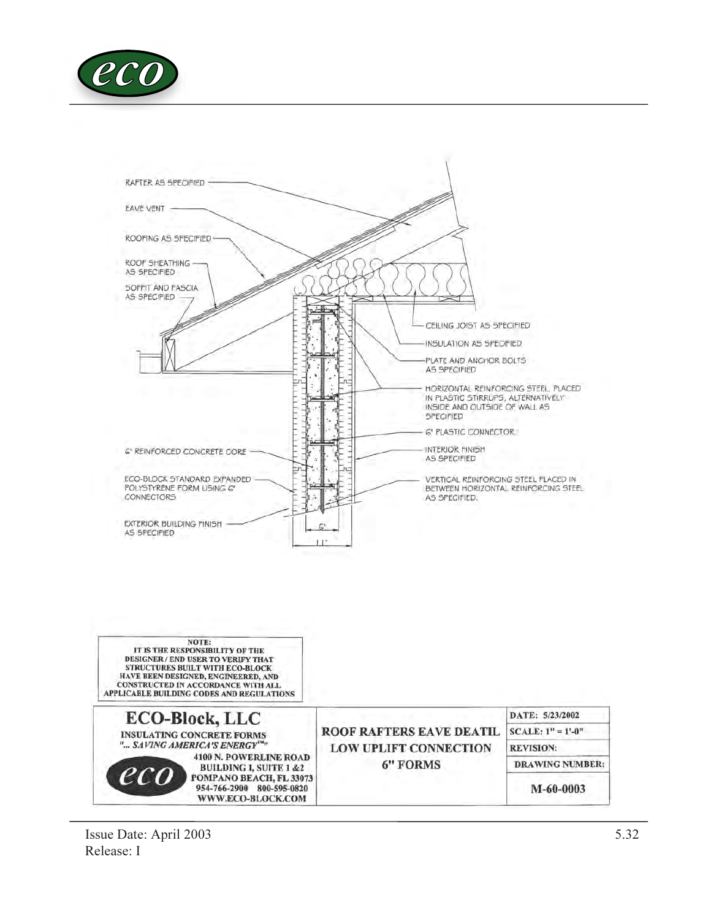RAFTER AS SPECIFIED

EAVE VENT

ROOFING AS SPECIFIED

ROOF SHEATHING AS SPECIFIED

SOFFIT AND FASCIA AS SPECIFIED

CEILING JOIST AS SPECIFIED

INSULATION AS SPECIFIED

PLATE AND ANCHOR BOLTS AS SPECIFIED

HORIZONTAL REINFORCING STEEL PLACED IN PLASTIC STIRRUPS, ALTERNATIVELY INSIDE AND OUTSIDE OF WALL AS SPECIFIED

6" PLASTIC CONNECTOR

6" REINFORCED CONCRETE CORE

INTERIOR FINISH AS SPECIFIED

ECO-BLOCK STANDARD EXPANDED POLYSTYRENE FORM USING 6" CONNECTORS

VERTICAL REINFORCING STEEL PLACED IN BETWEEN HORIZONTAL REINFORCING STEEL AS SPECIFIED.

EXTERIOR BUILDING FINISH AS SPECIFIED

6"

11"

**NOTE:**
**IT IS THE RESPONSIBILITY OF THE DESIGNER / END USER TO VERIFY THAT STRUCTURES BUILT WITH ECO-BLOCK HAVE BEEN DESIGNED, ENGINEERED, AND CONSTRUCTED IN ACCORDANCE WITH ALL APPLICABLE BUILDING CODES AND REGULATIONS**

| **ECO-Block, LLC**<br>**INSULATING CONCRETE FORMS**<br>***"... SAVING AMERICA'S ENERGY™"***<br>**4100 N. POWERLINE ROAD**<br>**BUILDING I, SUITE 1 &2**<br>**POMPANO BEACH, FL 33073**<br>**954-766-2900 800-595-0820**<br>**WWW.ECO-BLOCK.COM** | **ROOF RAFTERS EAVE DEATIL**<br>**LOW UPLIFT CONNECTION**<br>**6" FORMS** | **DATE: 5/23/2002**<br>**SCALE: 1" = 1'-0"**<br>**REVISION:**<br>**DRAWING NUMBER:**<br>**M-60-0003** |
|---|---|---|

Issue Date: April 2003
Release: I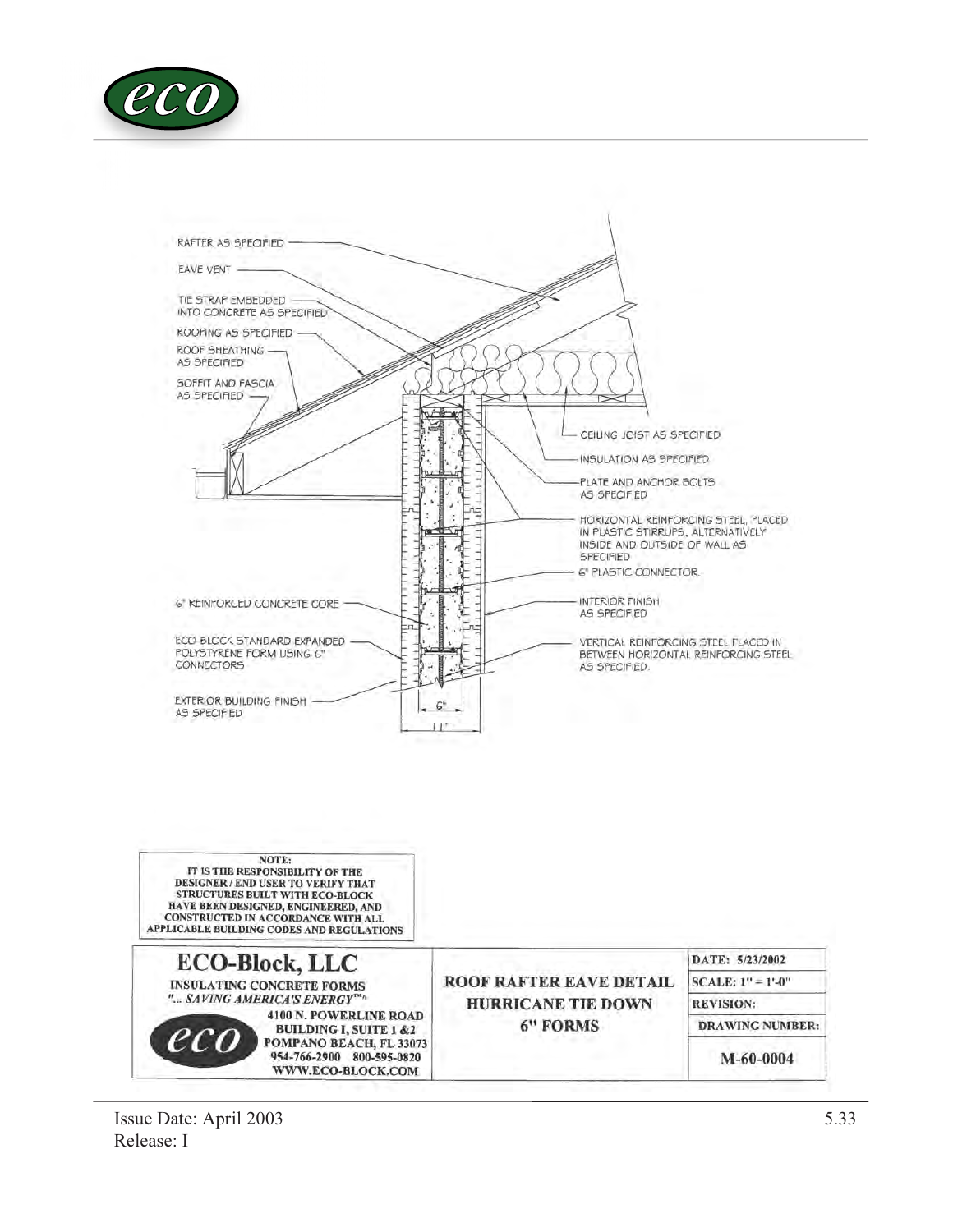RAFTER AS SPECIFIED

EAVE VENT

TIE STRAP EMBEDDED INTO CONCRETE AS SPECIFIED

ROOFING AS SPECIFIED

ROOF SHEATHING AS SPECIFIED

SOFFIT AND FASCIA AS SPECIFIED

CEILING JOIST AS SPECIFIED

INSULATION AS SPECIFIED

PLATE AND ANCHOR BOLTS AS SPECIFIED

HORIZONTAL REINFORCING STEEL, PLACED IN PLASTIC STIRRUPS, ALTERNATIVELY INSIDE AND OUTSIDE OF WALL AS SPECIFIED

6" PLASTIC CONNECTOR

6" REINFORCED CONCRETE CORE

INTERIOR FINISH AS SPECIFIED

ECO-BLOCK STANDARD EXPANDED POLYSTYRENE FORM USING 6" CONNECTORS

VERTICAL REINFORCING STEEL PLACED IN BETWEEN HORIZONTAL REINFORCING STEEL AS SPECIFIED

EXTERIOR BUILDING FINISH AS SPECIFIED

6"

11"

**NOTE:**
**IT IS THE RESPONSIBILITY OF THE DESIGNER / END USER TO VERIFY THAT STRUCTURES BUILT WITH ECO-BLOCK HAVE BEEN DESIGNED, ENGINEERED, AND CONSTRUCTED IN ACCORDANCE WITH ALL APPLICABLE BUILDING CODES AND REGULATIONS**

| **ECO-Block, LLC**<br>**INSULATING CONCRETE FORMS**<br>***"... SAVING AMERICA'S ENERGY™"***<br>**4100 N. POWERLINE ROAD**<br>**BUILDING I, SUITE 1 &2**<br>**POMPANO BEACH, FL 33073**<br>**954-766-2900 800-595-0820**<br>**WWW.ECO-BLOCK.COM** | **ROOF RAFTER EAVE DETAIL**<br>**HURRICANE TIE DOWN**<br>**6" FORMS** | **DATE: 5/23/2002**<br>**SCALE: 1" = 1'-0"**<br>**REVISION:**<br>**DRAWING NUMBER:**<br>**M-60-0004** |
|---|---|---|

Issue Date: April 2003
Release: I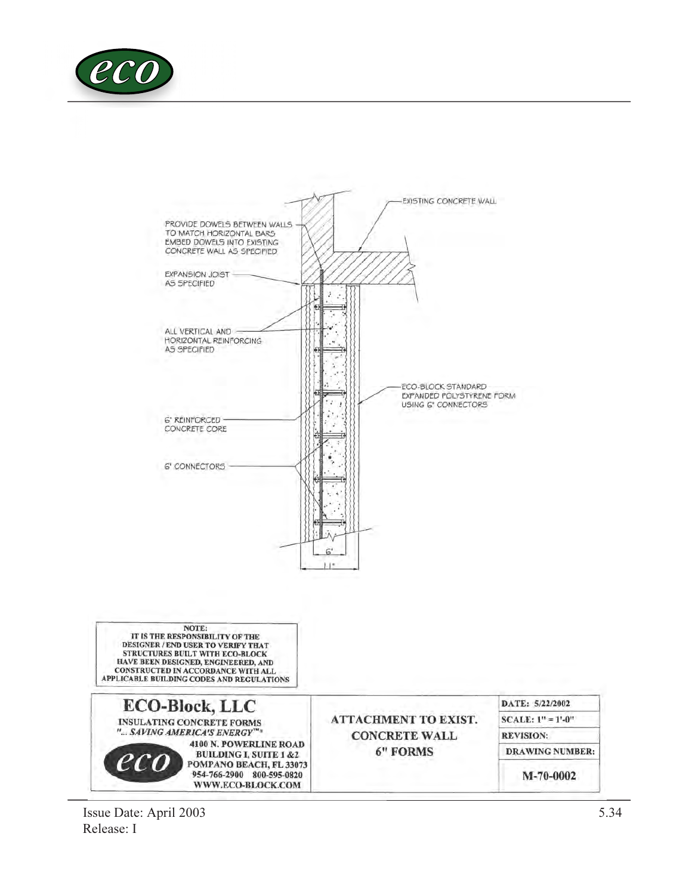PROVIDE DOWELS BETWEEN WALLS TO MATCH HORIZONTAL BARS EMBED DOWELS INTO EXISTING CONCRETE WALL AS SPECIFIED

EXISTING CONCRETE WALL

EXPANSION JOIST AS SPECIFIED

ALL VERTICAL AND HORIZONTAL REINFORCING AS SPECIFIED

ECO-BLOCK STANDARD EXPANDED POLYSTYRENE FORM USING 6" CONNECTORS

6" REINFORCED CONCRETE CORE

6" CONNECTORS

6"

11"

**NOTE:**
**IT IS THE RESPONSIBILITY OF THE DESIGNER / END USER TO VERIFY THAT STRUCTURES BUILT WITH ECO-BLOCK HAVE BEEN DESIGNED, ENGINEERED, AND CONSTRUCTED IN ACCORDANCE WITH ALL APPLICABLE BUILDING CODES AND REGULATIONS**

| ECO-Block, LLC<br>INSULATING CONCRETE FORMS<br>*"... SAVING AMERICA'S ENERGY™"*<br>4100 N. POWERLINE ROAD<br>BUILDING I, SUITE 1 &2<br>POMPANO BEACH, FL 33073<br>954-766-2900 800-595-0820<br>WWW.ECO-BLOCK.COM | ATTACHMENT TO EXIST. CONCRETE WALL 6" FORMS | DATE: 5/22/2002<br>SCALE: 1" = 1'-0"<br>REVISION:<br>DRAWING NUMBER:<br>M-70-0002 |
|---|---|---|

Issue Date: April 2003
Release: I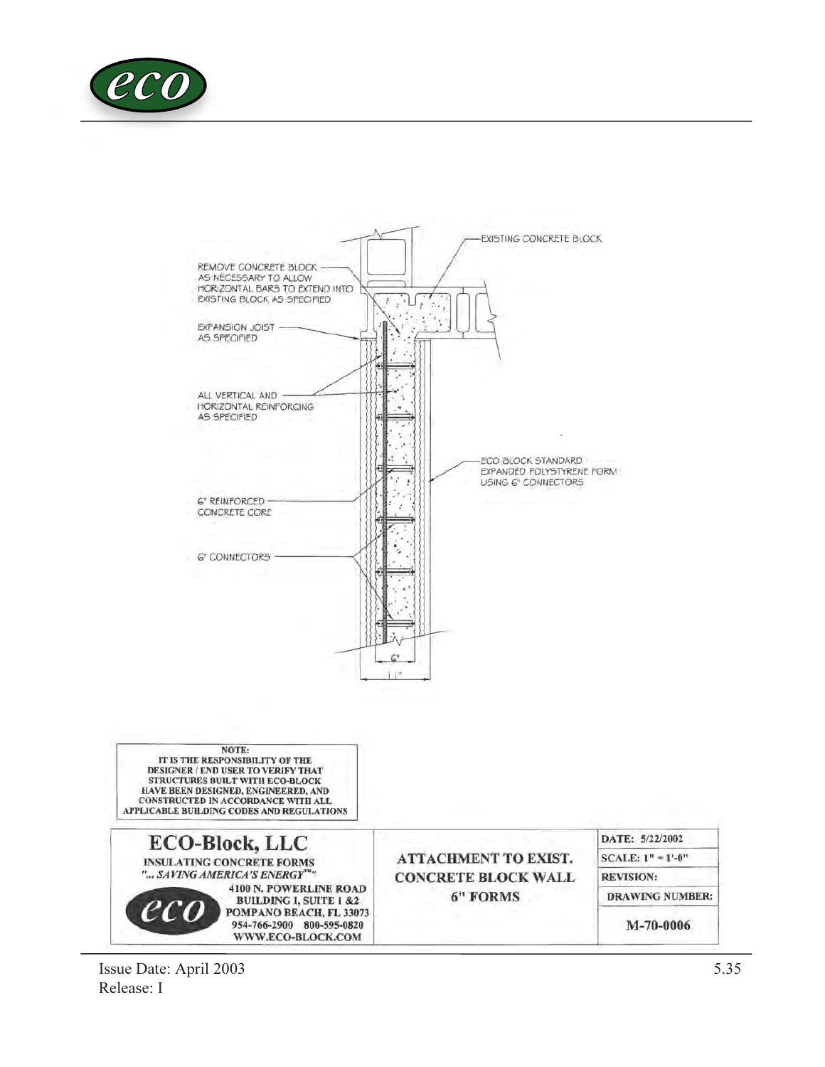EXISTING CONCRETE BLOCK

REMOVE CONCRETE BLOCK AS NECESSARY TO ALLOW HORIZONTAL BARS TO EXTEND INTO EXISTING BLOCK AS SPECIFIED

EXPANSION JOIST AS SPECIFIED

ALL VERTICAL AND HORIZONTAL REINFORCING AS SPECIFIED

ECO-BLOCK STANDARD EXPANDED POLYSTYRENE FORM USING 6" CONNECTORS

6" REINFORCED CONCRETE CORE

6" CONNECTORS

6"

11"

**NOTE:**
**IT IS THE RESPONSIBILITY OF THE DESIGNER / END USER TO VERIFY THAT STRUCTURES BUILT WITH ECO-BLOCK HAVE BEEN DESIGNED, ENGINEERED, AND CONSTRUCTED IN ACCORDANCE WITH ALL APPLICABLE BUILDING CODES AND REGULATIONS**

| | | |
|---|---|---|
| **ECO-Block, LLC**<br>**INSULATING CONCRETE FORMS**<br>***"... SAVING AMERICA'S ENERGY™"***<br>**4100 N. POWERLINE ROAD**<br>**BUILDING I, SUITE 1 &2**<br>**POMPANO BEACH, FL 33073**<br>**954-766-2900 800-595-0820**<br>**WWW.ECO-BLOCK.COM** | **ATTACHMENT TO EXIST. CONCRETE BLOCK WALL 6" FORMS** | **DATE: 5/22/2002**<br>**SCALE: 1" = 1'-0"**<br>**REVISION:**<br>**DRAWING NUMBER:**<br>**M-70-0006** |

Issue Date: April 2003
Release: I